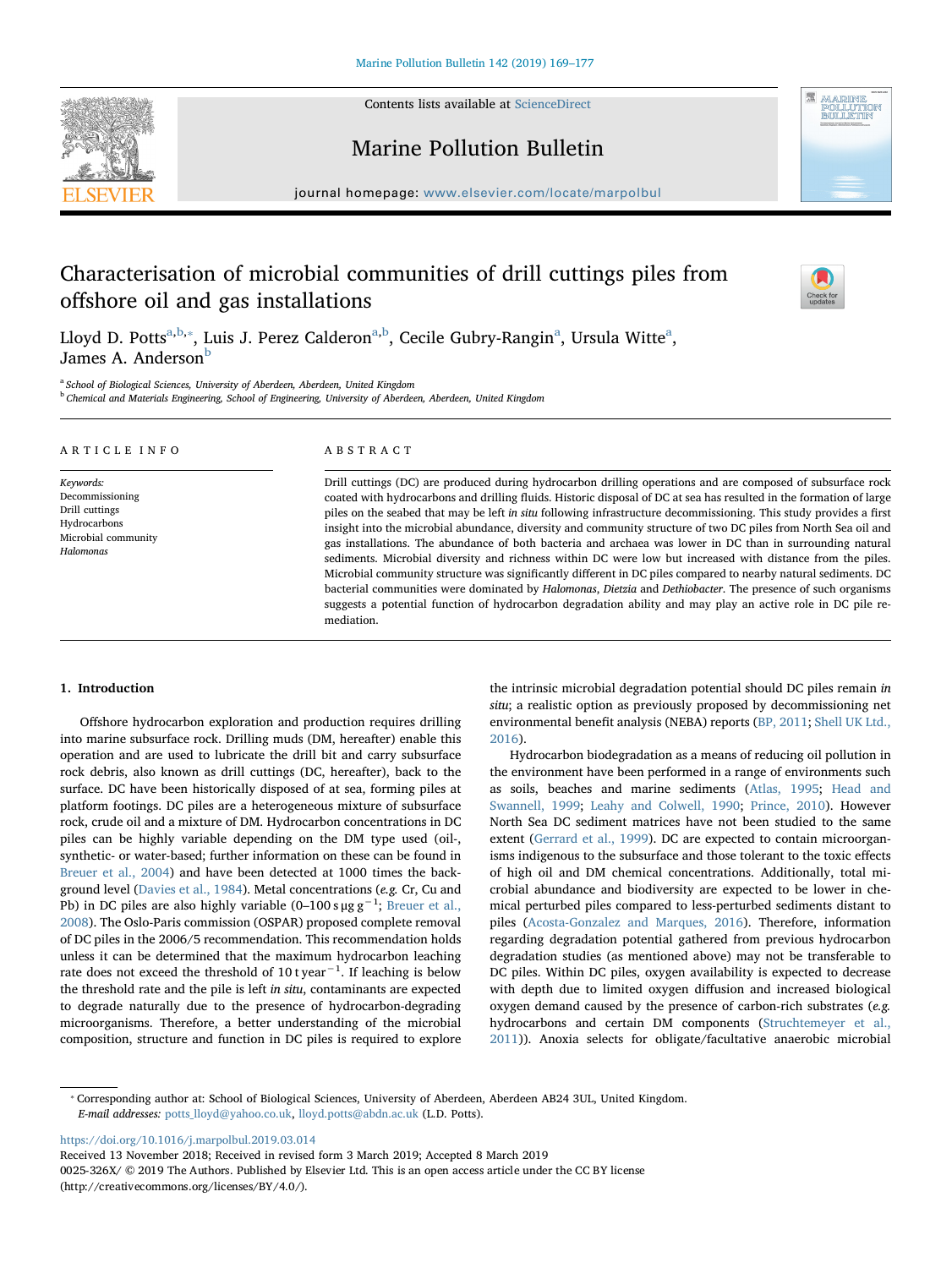# Characterisation of microbial communities of drill cuttings piles from offshore oil and gas installations

Lloyd D. Potts[a,b,*], Luis J. Perez Calderon[a,b], Cecile Gubry-Rangin[a], Ursula Witte[a], James A. Anderson[b]

[a] School of Biological Sciences, University of Aberdeen, Aberdeen, United Kingdom

[b] Chemical and Materials Engineering, School of Engineering, University of Aberdeen, Aberdeen, United Kingdom

ARTICLE INFO

*Keywords:*
Decommissioning
Drill cuttings
Hydrocarbons
Microbial community
*Halomonas*

ABSTRACT

Drill cuttings (DC) are produced during hydrocarbon drilling operations and are composed of subsurface rock coated with hydrocarbons and drilling fluids. Historic disposal of DC at sea has resulted in the formation of large piles on the seabed that may be left *in situ* following infrastructure decommissioning. This study provides a first insight into the microbial abundance, diversity and community structure of two DC piles from North Sea oil and gas installations. The abundance of both bacteria and archaea was lower in DC than in surrounding natural sediments. Microbial diversity and richness within DC were low but increased with distance from the piles. Microbial community structure was significantly different in DC piles compared to less-perturbed nearby natural sediments. DC bacterial communities were dominated by *Halomonas*, *Dietzia* and *Dethiobacter*. The presence of such organisms suggests a potential function of hydrocarbon degradation ability and may play an active role in DC pile remediation.

## 1. Introduction

Offshore hydrocarbon exploration and production requires drilling into marine subsurface rock. Drilling muds (DM, hereafter) enable this operation and are used to lubricate the drill bit and carry subsurface rock debris, also known as drill cuttings (DC, hereafter), back to the surface. DC have been historically disposed of at sea, forming piles at platform footings. DC piles are a heterogeneous mixture of subsurface rock, crude oil and a mixture of DM. Hydrocarbon concentrations in DC piles can be highly variable depending on the DM type used (oil-, synthetic- or water-based; further information on these can be found in Breuer et al., 2004) and have been detected at 1000 times the background level (Davies et al., 1984). Metal concentrations (*e.g.* Cr, Cu and Pb) in DC piles are also highly variable (0–100 s μg $g^{-1}$; Breuer et al., 2008). The Oslo-Paris commission (OSPAR) proposed complete removal of DC piles in the 2006/5 recommendation. This recommendation holds unless it can be determined that the maximum hydrocarbon leaching rate does not exceed the threshold of 10 t $year^{-1}$. If leaching is below the threshold rate and the pile is left *in situ*, contaminants are expected to degrade naturally due to the presence of hydrocarbon-degrading microorganisms. Therefore, a better understanding of the microbial composition, structure and function in DC piles is required to explore the intrinsic microbial degradation potential should DC piles remain *in situ*; a realistic option as previously proposed by decommissioning net environmental benefit analysis (NEBA) reports (BP, 2011; Shell UK Ltd., 2016).

Hydrocarbon biodegradation as a means of reducing oil pollution in the environment have been performed in a range of environments such as soils, beaches and marine sediments (Atlas, 1995; Head and Swannell, 1999; Leahy and Colwell, 1990; Prince, 2010). However North Sea DC sediment matrices have not been studied to the same extent (Gerrard et al., 1999). DC are expected to contain microorganisms indigenous to the subsurface and those tolerant to the toxic effects of high oil and DM chemical concentrations. Additionally, total microbial abundance and biodiversity are expected to be lower in chemical perturbed piles compared to less-perturbed sediments distant to piles (Acosta-Gonzalez and Marques, 2016). Therefore, information regarding degradation potential gathered from previous hydrocarbon degradation studies (as mentioned above) may not be transferable to DC piles. Within DC piles, oxygen availability is expected to decrease with depth due to limited oxygen diffusion and increased biological oxygen demand caused by the presence of carbon-rich substrates (*e.g.* hydrocarbons and certain DM components (Struchtemeyer et al., 2011)). Anoxia selects for obligate/facultative anaerobic microbial

* Corresponding author at: School of Biological Sciences, University of Aberdeen, Aberdeen AB24 3UL, United Kingdom.
*E-mail addresses:* potts_lloyd@yahoo.co.uk, lloyd.potts@abdn.ac.uk (L.D. Potts).

https://doi.org/10.1016/j.marpolbul.2019.03.014
Received 13 November 2018; Received in revised form 3 March 2019; Accepted 8 March 2019
0025-326X/ © 2019 The Authors. Published by Elsevier Ltd. This is an open access article under the CC BY license (http://creativecommons.org/licenses/BY/4.0/).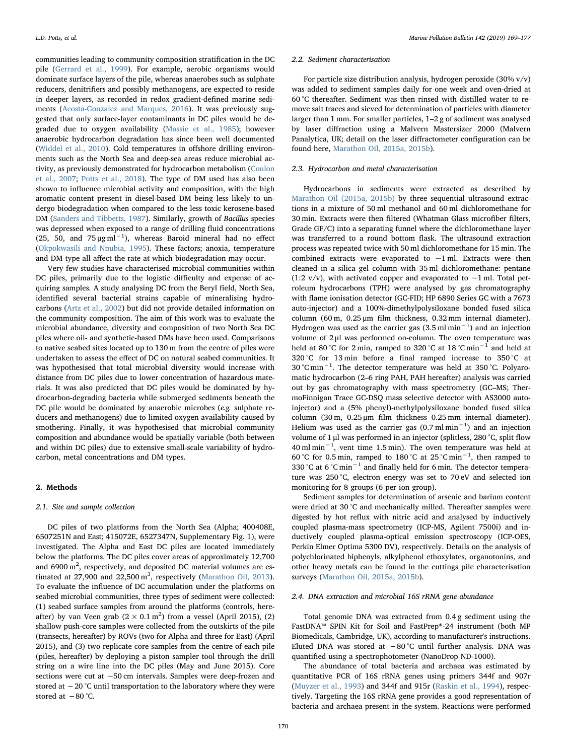communities leading to community composition stratification in the DC pile (Gerrard et al., 1999). For example, aerobic organisms would dominate surface layers of the pile, whereas anaerobes such as sulphate reducers, denitrifiers and possibly methanogens, are expected to reside in deeper layers, as recorded in redox gradient-defined marine sediments (Acosta-Gonzalez and Marques, 2016). It was previously suggested that only surface-layer contaminants in DC piles would be degraded due to oxygen availability (Massie et al., 1985); however anaerobic hydrocarbon degradation has since been well documented (Widdel et al., 2010). Cold temperatures in offshore drilling environments such as the North Sea and deep-sea areas reduce microbial activity, as previously demonstrated for hydrocarbon metabolism (Coulon et al., 2007; Potts et al., 2018). The type of DM used has also been shown to influence microbial activity and composition, with the high aromatic content present in diesel-based DM being less likely to undergo biodegradation when compared to the less toxic kerosene-based DM (Sanders and Tibbetts, 1987). Similarly, growth of *Bacillus* species was depressed when exposed to a range of drilling fluid concentrations (25, 50, and 75 $\mu g\ ml^{-1}$), whereas Baroid mineral had no effect (Okpokwasili and Nnubia, 1995). These factors; anoxia, temperature and DM type all affect the rate at which biodegradation may occur.

Very few studies have characterised microbial communities within DC piles, primarily due to the logistic difficulty and expense of acquiring samples. A study analysing DC from the Beryl field, North Sea, identified several bacterial strains capable of mineralising hydrocarbons (Artz et al., 2002) but did not provide detailed information on the community composition. The aim of this work was to evaluate the microbial abundance, diversity and composition of two North Sea DC piles where oil- and synthetic-based DMs have been used. Comparisons to native seabed sites located up to 130 m from the centre of piles were undertaken to assess the effect of DC on natural seabed communities. It was hypothesised that total microbial diversity would increase with distance from DC piles due to lower concentration of hazardous materials. It was also predicted that DC piles would be dominated by hydrocarbon-degrading bacteria while submerged sediments beneath the DC pile would be dominated by anaerobic microbes (*e.g.* sulphate reducers and methanogens) due to limited oxygen availability caused by smothering. Finally, it was hypothesised that microbial community composition and abundance would be spatially variable (both between and within DC piles) due to extensive small-scale variability of hydrocarbon, metal concentrations and DM types.

## 2. Methods

### 2.1. Site and sample collection

DC piles of two platforms from the North Sea (Alpha; 400408E, 6507251N and East; 415072E, 6527347N, Supplementary Fig. 1), were investigated. The Alpha and East DC piles are located immediately below the platforms. The DC piles cover areas of approximately 12,700 and 6900 $m^2$, respectively, and deposited DC material volumes are estimated at 27,900 and 22,500 $m^3$, respectively (Marathon Oil, 2013). To evaluate the influence of DC accumulation under the platforms on seabed microbial communities, three types of sediment were collected: (1) seabed surface samples from around the platforms (controls, hereafter) by van Veen grab ($2 \times 0.1\ m^2$) from a vessel (April 2015), (2) shallow push-core samples were collected from the outskirts of the pile (transects, hereafter) by ROVs (two for Alpha and three for East) (April 2015), and (3) two replicate core samples from the centre of each pile (piles, hereafter) by deploying a piston sampler tool through the drill string on a wire line into the DC piles (May and June 2015). Core sections were cut at ~50 cm intervals. Samples were deep-frozen and stored at −20 °C until transportation to the laboratory where they were stored at −80 °C.

### 2.2. Sediment characterisation

For particle size distribution analysis, hydrogen peroxide (30% v/v) was added to sediment samples daily for one week and oven-dried at 60 °C thereafter. Sediment was then rinsed with distilled water to remove salt traces and sieved for determination of particles with diameter larger than 1 mm. For smaller particles, 1–2 g of sediment was analysed by laser diffraction using a Malvern Mastersizer 2000 (Malvern Panalytica, UK; detail on the laser diffractometer configuration can be found here, Marathon Oil, 2015a, 2015b).

### 2.3. Hydrocarbon and metal characterisation

Hydrocarbons in sediments were extracted as described by Marathon Oil (2015a, 2015b) by three sequential ultrasound extractions in a mixture of 50 ml methanol and 60 ml dichloromethane for 30 min. Extracts were then filtered (Whatman Glass microfiber filters, Grade GF/C) into a separating funnel where the dichloromethane layer was transferred to a round bottom flask. The ultrasound extraction process was repeated twice with 50 ml dichloromethane for 15 min. The combined extracts were evaporated to ~1 ml. Extracts were then cleaned in a silica gel column with 35 ml dichloromethane: pentane (1:2 v/v), with activated copper and evaporated to ~1 ml. Total petroleum hydrocarbons (TPH) were analysed by gas chromatography with flame ionisation detector (GC-FID; HP 6890 Series GC with a 7673 auto-injector) and a 100%-dimethylpolysiloxane bonded fused silica column (60 m, 0.25 μm film thickness, 0.32 mm internal diameter). Hydrogen was used as the carrier gas (3.5 $ml\ min^{-1}$) and an injection volume of 2 μl was performed on-column. The oven temperature was held at 80 °C for 2 min, ramped to 320 °C at 18 $°C\ min^{-1}$ and held at 320 °C for 13 min before a final ramped increase to 350 °C at 30 $°C\ min^{-1}$. The detector temperature was held at 350 °C. Polyaromatic hydrocarbon (2–6 ring PAH, PAH hereafter) analysis was carried out by gas chromatography with mass spectrometry (GC–MS; ThermoFinnigan Trace GC-DSQ mass selective detector with AS3000 auto-injector) and a (5% phenyl)-methylpolysiloxane bonded fused silica column (30 m, 0.25 μm film thickness 0.25 mm internal diameter). Helium was used as the carrier gas (0.7 $ml\ min^{-1}$) and an injection volume of 1 μl was performed in an injector (splitless, 280 °C, split flow 40 $ml\ min^{-1}$, vent time 1.5 min). The oven temperature was held at 60 °C for 0.5 min, ramped to 180 °C at 25 $°C\ min^{-1}$, then ramped to 330 °C at 6 $°C\ min^{-1}$ and finally held for 6 min. The detector temperature was 250 °C, electron energy was set to 70 eV and selected ion monitoring for 8 groups (6 per ion group).

Sediment samples for determination of arsenic and barium content were dried at 30 °C and mechanically milled. Thereafter samples were digested by hot reflux with nitric acid and analysed by inductively coupled plasma-mass spectrometry (ICP-MS, Agilent 7500i) and inductively coupled plasma-optical emission spectroscopy (ICP-OES, Perkin Elmer Optima 5300 DV), respectively. Details on the analysis of polychlorinated biphenyls, alkylphenol ethoxylates, organotonins, and other heavy metals can be found in the cuttings pile characterisation surveys (Marathon Oil, 2015a, 2015b).

### 2.4. DNA extraction and microbial 16S rRNA gene abundance

Total genomic DNA was extracted from 0.4 g sediment using the FastDNA™ SPIN Kit for Soil and FastPrep®-24 instrument (both MP Biomedicals, Cambridge, UK), according to manufacturer's instructions. Eluted DNA was stored at −80 °C until further analysis. DNA was quantified using a spectrophotometer (NanoDrop ND-1000).

The abundance of total bacteria and archaea was estimated by quantitative PCR of 16S rRNA genes using primers 344f and 907r (Muyzer et al., 1993) and 344f and 915r (Raskin et al., 1994), respectively. Targeting the 16S rRNA gene provides a good representation of bacteria and archaea present in the system. Reactions were performed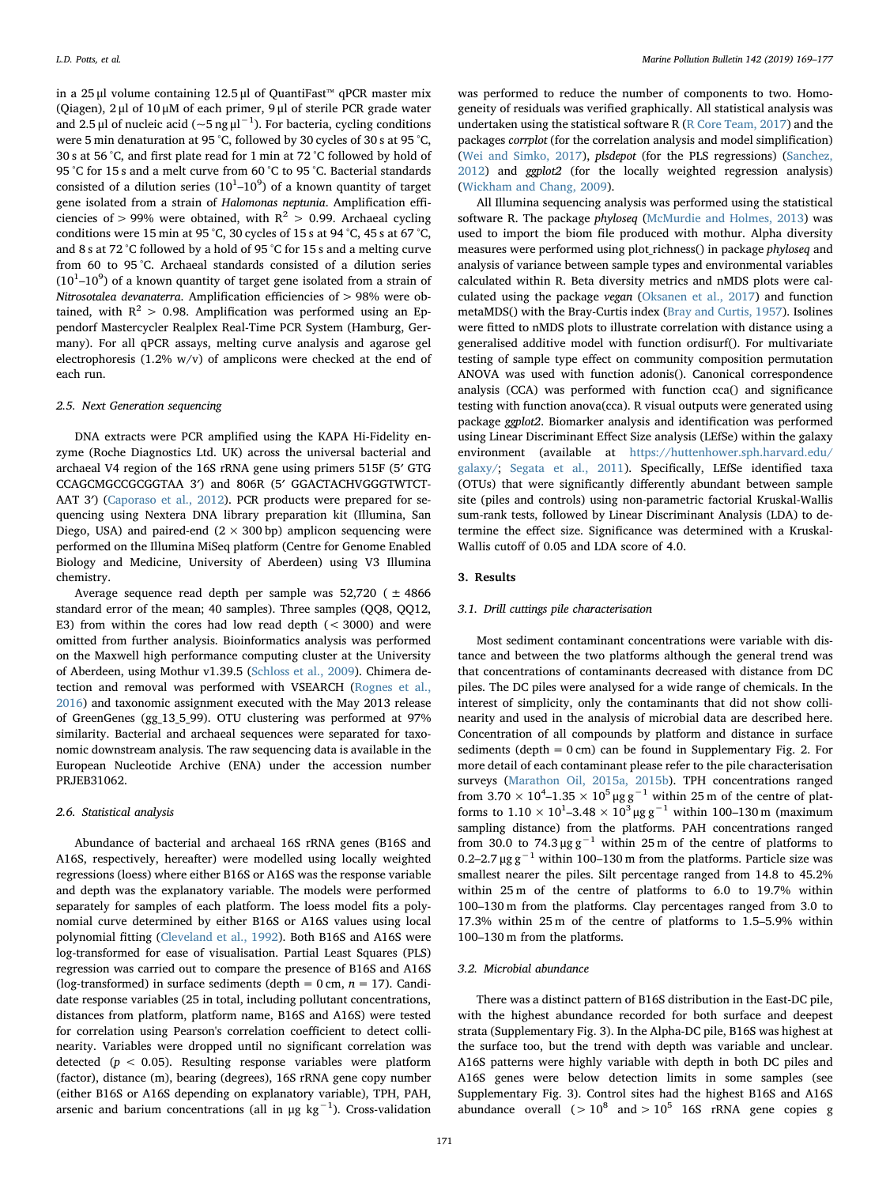in a 25 µl volume containing 12.5 µl of QuantiFast™ qPCR master mix (Qiagen), 2 µl of 10 µM of each primer, 9 µl of sterile PCR grade water and 2.5 µl of nucleic acid (~5 ng µl$^{-1}$). For bacteria, cycling conditions were 5 min denaturation at 95 °C, followed by 30 cycles of 30 s at 95 °C, 30 s at 56 °C, and first plate read for 1 min at 72 °C followed by hold of 95 °C for 15 s and a melt curve from 60 °C to 95 °C. Bacterial standards consisted of a dilution series ($10^1$–$10^9$) of a known quantity of target gene isolated from a strain of *Halomonas neptunia*. Amplification efficiencies of > 99% were obtained, with $R^2 > 0.99$. Archaeal cycling conditions were 15 min at 95 °C, 30 cycles of 15 s at 94 °C, 45 s at 67 °C, and 8 s at 72 °C followed by a hold of 95 °C for 15 s and a melting curve from 60 to 95 °C. Archaeal standards consisted of a dilution series ($10^1$–$10^9$) of a known quantity of target gene isolated from a strain of *Nitrosotalea devanaterra*. Amplification efficiencies of > 98% were obtained, with $R^2 > 0.98$. Amplification was performed using an Eppendorf Mastercycler Realplex Real-Time PCR System (Hamburg, Germany). For all qPCR assays, melting curve analysis and agarose gel electrophoresis (1.2% w/v) of amplicons were checked at the end of each run.

### 2.5. Next Generation sequencing

DNA extracts were PCR amplified using the KAPA Hi-Fidelity enzyme (Roche Diagnostics Ltd. UK) across the universal bacterial and archaeal V4 region of the 16S rRNA gene using primers 515F (5′ GTG CCAGCMGCCGCGGTAA 3′) and 806R (5′ GGACTACHVGGGTWTCTAAT 3′) (Caporaso et al., 2012). PCR products were prepared for sequencing using Nextera DNA library preparation kit (Illumina, San Diego, USA) and paired-end (2 × 300 bp) amplicon sequencing were performed on the Illumina MiSeq platform (Centre for Genome Enabled Biology and Medicine, University of Aberdeen) using V3 Illumina chemistry.

Average sequence read depth per sample was 52,720 ( ± 4866 standard error of the mean; 40 samples). Three samples (QQ8, QQ12, E3) from within the cores had low read depth (< 3000) and were omitted from further analysis. Bioinformatics analysis was performed on the Maxwell high performance computing cluster at the University of Aberdeen, using Mothur v1.39.5 (Schloss et al., 2009). Chimera detection and removal was performed with VSEARCH (Rognes et al., 2016) and taxonomic assignment executed with the May 2013 release of GreenGenes (gg_13_5_99). OTU clustering was performed at 97% similarity. Bacterial and archaeal sequences were separated for taxonomic downstream analysis. The raw sequencing data is available in the European Nucleotide Archive (ENA) under the accession number PRJEB31062.

### 2.6. Statistical analysis

Abundance of bacterial and archaeal 16S rRNA genes (B16S and A16S, respectively, hereafter) were modelled using locally weighted regressions (loess) where either B16S or A16S was the response variable and depth was the explanatory variable. The models were performed separately for samples of each platform. The loess model fits a polynomial curve determined by either B16S or A16S values using local polynomial fitting (Cleveland et al., 1992). Both B16S and A16S were log-transformed for ease of visualisation. Partial Least Squares (PLS) regression was carried out to compare the presence of B16S and A16S (log-transformed) in surface sediments (depth = 0 cm, $n = 17$). Candidate response variables (25 in total, including pollutant concentrations, distances from platform, platform name, B16S and A16S) were tested for correlation using Pearson's correlation coefficient to detect collinearity. Variables were dropped until no significant correlation was detected ($p < 0.05$). Resulting response variables were platform (factor), distance (m), bearing (degrees), 16S rRNA gene copy number (either B16S or A16S depending on explanatory variable), TPH, PAH, arsenic and barium concentrations (all in µg kg$^{-1}$). Cross-validation was performed to reduce the number of components to two. Homogeneity of residuals was verified graphically. All statistical analysis was undertaken using the statistical software R (R Core Team, 2017) and the packages *corrplot* (for the correlation analysis and model simplification) (Wei and Simko, 2017), *plsdepot* (for the PLS regressions) (Sanchez, 2012) and *ggplot2* (for the locally weighted regression analysis) (Wickham and Chang, 2009).

All Illumina sequencing analysis was performed using the statistical software R. The package *phyloseq* (McMurdie and Holmes, 2013) was used to import the biom file produced with mothur. Alpha diversity measures were performed using plot_richness() in package *phyloseq* and analysis of variance between sample types and environmental variables calculated within R. Beta diversity metrics and nMDS plots were calculated using the package *vegan* (Oksanen et al., 2017) and function metaMDS() with the Bray-Curtis index (Bray and Curtis, 1957). Isolines were fitted to nMDS plots to illustrate correlation with distance using a generalised additive model with function ordisurf(). For multivariate testing of sample type effect on community composition permutation ANOVA was used with function adonis(). Canonical correspondence analysis (CCA) was performed with function cca() and significance testing with function anova(cca). R visual outputs were generated using package *ggplot2*. Biomarker analysis and identification was performed using Linear Discriminant Effect Size analysis (LEfSe) within the galaxy environment (available at https://huttenhower.sph.harvard.edu/galaxy/; Segata et al., 2011). Specifically, LEfSe identified taxa (OTUs) that were significantly differently abundant between sample site (piles and controls) using non-parametric factorial Kruskal-Wallis sum-rank tests, followed by Linear Discriminant Analysis (LDA) to determine the effect size. Significance was determined with a Kruskal-Wallis cutoff of 0.05 and LDA score of 4.0.

## 3. Results

### 3.1. Drill cuttings pile characterisation

Most sediment contaminant concentrations were variable with distance and between the two platforms although the general trend was that concentrations of contaminants decreased with distance from DC piles. The DC piles were analysed for a wide range of chemicals. In the interest of simplicity, only the contaminants that did not show collinearity and used in the analysis of microbial data are described here. Concentration of all compounds by platform and distance in surface sediments (depth = 0 cm) can be found in Supplementary Fig. 2. For more detail of each contaminant please refer to the pile characterisation surveys (Marathon Oil, 2015a, 2015b). TPH concentrations ranged from $3.70 \times 10^4$–$1.35 \times 10^5$ µg g$^{-1}$ within 25 m of the centre of platforms to $1.10 \times 10^1$–$3.48 \times 10^3$ µg g$^{-1}$ within 100–130 m (maximum sampling distance) from the platforms. PAH concentrations ranged from 30.0 to 74.3 µg g$^{-1}$ within 25 m of the centre of platforms to 0.2–2.7 µg g$^{-1}$ within 100–130 m from the platforms. Particle size was smallest nearer the piles. Silt percentage ranged from 14.8 to 45.2% within 25 m of the centre of platforms to 6.0 to 19.7% within 100–130 m from the platforms. Clay percentages ranged from 3.0 to 17.3% within 25 m of the centre of platforms to 1.5–5.9% within 100–130 m from the platforms.

### 3.2. Microbial abundance

There was a distinct pattern of B16S distribution in the East-DC pile, with the highest abundance recorded for both surface and deepest strata (Supplementary Fig. 3). In the Alpha-DC pile, B16S was highest at the surface too, but the trend with depth was variable and unclear. A16S patterns were highly variable with depth in both DC piles and A16S genes were below detection limits in some samples (see Supplementary Fig. 3). Control sites had the highest B16S and A16S abundance overall (> $10^8$ and > $10^5$ 16S rRNA gene copies g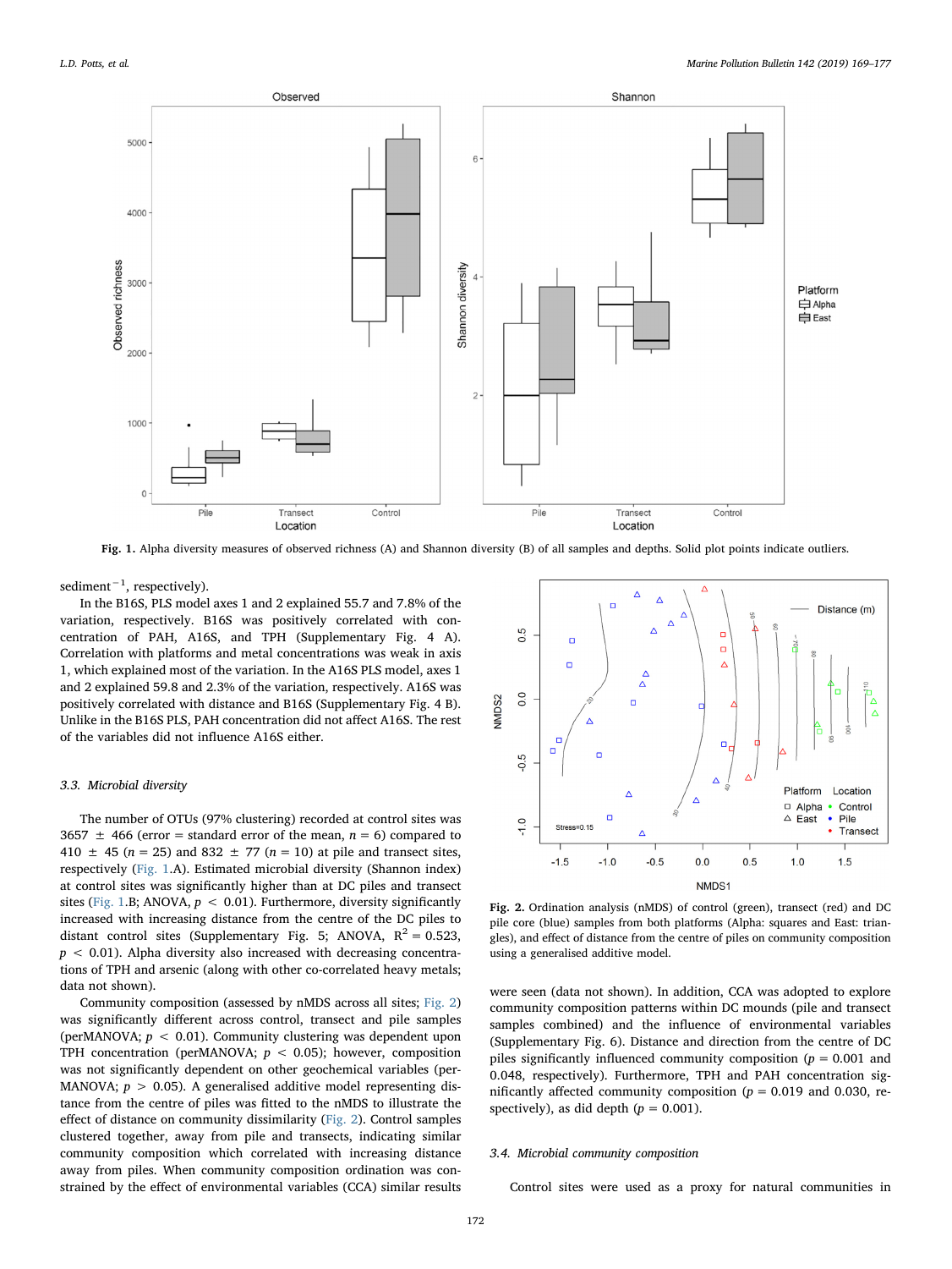**Fig. 1.** Alpha diversity measures of observed richness (A) and Shannon diversity (B) of all samples and depths. Solid plot points indicate outliers.

sediment$^{-1}$, respectively).

In the B16S, PLS model axes 1 and 2 explained 55.7 and 7.8% of the variation, respectively. B16S was positively correlated with concentration of PAH, A16S, and TPH (Supplementary Fig. 4 A). Correlation with platforms and metal concentrations was weak in axis 1, which explained most of the variation. In the A16S PLS model, axes 1 and 2 explained 59.8 and 2.3% of the variation, respectively. A16S was positively correlated with distance and B16S (Supplementary Fig. 4 B). Unlike in the B16S PLS, PAH concentration did not affect A16S. The rest of the variables did not influence A16S either.

### 3.3. Microbial diversity

The number of OTUs (97% clustering) recorded at control sites was 3657 ± 466 (error = standard error of the mean, $n = 6$) compared to 410 ± 45 ($n = 25$) and 832 ± 77 ($n = 10$) at pile and transect sites, respectively (Fig. 1.A). Estimated microbial diversity (Shannon index) at control sites was significantly higher than at DC piles and transect sites (Fig. 1.B; ANOVA, $p < 0.01$). Furthermore, diversity significantly increased with increasing distance from the centre of the DC piles to distant control sites (Supplementary Fig. 5; ANOVA, $R^2 = 0.523$, $p < 0.01$). Alpha diversity also increased with decreasing concentrations of TPH and arsenic (along with other co-correlated heavy metals; data not shown).

Community composition (assessed by nMDS across all sites; Fig. 2) was significantly different across control, transect and pile samples (perMANOVA; $p < 0.01$). Community clustering was dependent upon TPH concentration (perMANOVA; $p < 0.05$); however, composition was not significantly dependent on other geochemical variables (perMANOVA; $p > 0.05$). A generalised additive model representing distance from the centre of piles was fitted to the nMDS to illustrate the effect of distance on community dissimilarity (Fig. 2). Control samples clustered together, away from pile and transects, indicating similar community composition which correlated with increasing distance away from piles. When community composition ordination was constrained by the effect of environmental variables (CCA) similar results were seen (data not shown). In addition, CCA was adopted to explore community composition patterns within DC mounds (pile and transect samples combined) and the influence of environmental variables (Supplementary Fig. 6). Distance and direction from the centre of DC piles significantly influenced community composition ($p = 0.001$ and 0.048, respectively). Furthermore, TPH and PAH concentration significantly affected community composition ($p = 0.019$ and 0.030, respectively), as did depth ($p = 0.001$).

**Fig. 2.** Ordination analysis (nMDS) of control (green), transect (red) and DC pile core (blue) samples from both platforms (Alpha: squares and East: triangles), and effect of distance from the centre of piles on community composition using a generalised additive model.

### 3.4. Microbial community composition

Control sites were used as a proxy for natural communities in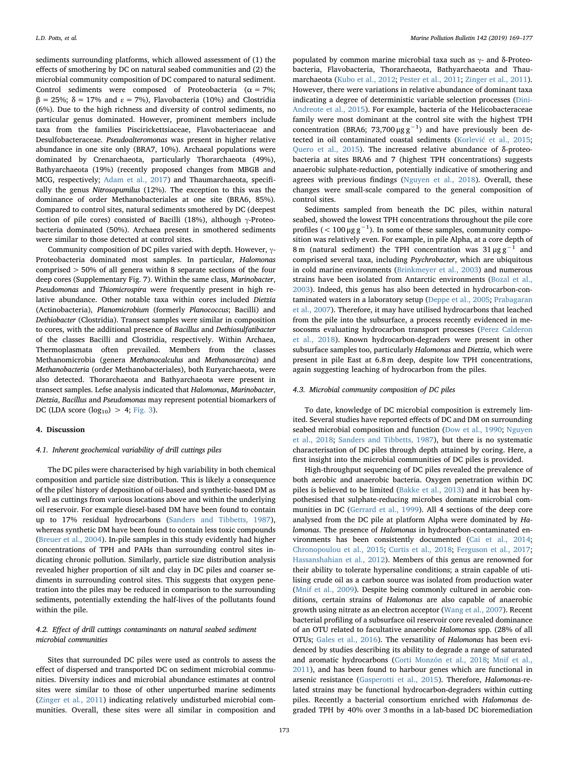sediments surrounding platforms, which allowed assessment of (1) the effects of smothering by DC on natural seabed communities and (2) the microbial community composition of DC compared to natural sediment. Control sediments were composed of Proteobacteria ($\alpha$ = 7%; $\beta$ = 25%; $\delta$ = 17% and $\varepsilon$ = 7%), Flavobacteria (10%) and Clostridia (6%). Due to the high richness and diversity of control sediments, no particular genus dominated. However, prominent members include taxa from the families Piscirickettsiaceae, Flavobacteriaceae and Desulfobacteraceae. *Pseudoalteromonas* was present in higher relative abundance in one site only (BRA7, 10%). Archaeal populations were dominated by Crenarchaeota, particularly Thorarchaeota (49%), Bathyarchaeota (19%) (recently proposed changes from MBGB and MCG, respectively; Adam et al., 2017) and Thaumarchaeota, specifically the genus *Nitrosopumilus* (12%). The exception to this was the dominance of order Methanobacteriales at one site (BRA6, 85%). Compared to control sites, natural sediments smothered by DC (deepest section of pile cores) consisted of Bacilli (18%), although $\gamma$-Proteobacteria dominated (50%). Archaea present in smothered sediments were similar to those detected at control sites.

Community composition of DC piles varied with depth. However, $\gamma$-Proteobacteria dominated most samples. In particular, *Halomonas* comprised > 50% of all genera within 8 separate sections of the four deep cores (Supplementary Fig. 7). Within the same class, *Marinobacter*, *Pseudomonas* and *Thiomicrospira* were frequently present in high relative abundance. Other notable taxa within cores included *Dietzia* (Actinobacteria), *Planomicrobium* (formerly *Planococcus*; Bacilli) and *Dethiobacter* (Clostridia). Transect samples were similar in composition to cores, with the additional presence of *Bacillus* and *Dethiosulfatibacter* of the classes Bacilli and Clostridia, respectively. Within Archaea, Thermoplasmata often prevailed. Members from the classes Methanomicrobia (genera *Methanocalculus* and *Methanosarcina*) and Methanobacteria (order Methanobacteriales), both Euryarchaeota, were also detected. Thorarchaeota and Bathyarchaeota were present in transect samples. Lefse analysis indicated that *Halomonas*, *Marinobacter*, *Dietzia*, *Bacillus* and *Pseudomonas* may represent potential biomarkers of DC (LDA score ($\log_{10}$) > 4; Fig. 3).

## 4. Discussion

### 4.1. Inherent geochemical variability of drill cuttings piles

The DC piles were characterised by high variability in both chemical composition and particle size distribution. This is likely a consequence of the piles' history of deposition of oil-based and synthetic-based DM as well as cuttings from various locations above and within the underlying oil reservoir. For example diesel-based DM have been found to contain up to 17% residual hydrocarbons (Sanders and Tibbetts, 1987), whereas synthetic DM have been found to contain less toxic compounds (Breuer et al., 2004). In-pile samples in this study evidently had higher concentrations of TPH and PAHs than surrounding control sites indicating chronic pollution. Similarly, particle size distribution analysis revealed higher proportion of silt and clay in DC piles and coarser sediments in surrounding control sites. This suggests that oxygen penetration into the piles may be reduced in comparison to the surrounding sediments, potentially extending the half-lives of the pollutants found within the pile.

### 4.2. Effect of drill cuttings contaminants on natural seabed sediment microbial communities

Sites that surrounded DC piles were used as controls to assess the effect of dispersed and transported DC on sediment microbial communities. Diversity indices and microbial abundance estimates at control sites were similar to those of other unperturbed marine sediments (Zinger et al., 2011) indicating relatively undisturbed microbial communities. Overall, these sites were all similar in composition and populated by common marine microbial taxa such as $\gamma$- and $\delta$-Proteobacteria, Flavobacteria, Thorarchaeota, Bathyarchaeota and Thaumarchaeota (Kubo et al., 2012; Pester et al., 2011; Zinger et al., 2011). However, there were variations in relative abundance of dominant taxa indicating a degree of deterministic variable selection processes (Dini-Andreote et al., 2015). For example, bacteria of the Helicobacteraceae family were most dominant at the control site with the highest TPH concentration (BRA6; 73,700 μg $g^{-1}$) and have previously been detected in oil contaminated coastal sediments (Korlević et al., 2015; Quero et al., 2015). The increased relative abundance of $\delta$-proteobacteria at sites BRA6 and 7 (highest TPH concentrations) suggests anaerobic sulphate-reduction, potentially indicative of smothering and agrees with previous findings (Nguyen et al., 2018). Overall, these changes were small-scale compared to the general composition of control sites.

Sediments sampled from beneath the DC piles, within natural seabed, showed the lowest TPH concentrations throughout the pile core profiles (< 100 μg $g^{-1}$). In some of these samples, community composition was relatively even. For example, in pile Alpha, at a core depth of 8 m (natural sediment) the TPH concentration was 31 μg $g^{-1}$ and comprised several taxa, including *Psychrobacter*, which are ubiquitous in cold marine environments (Brinkmeyer et al., 2003) and numerous strains have been isolated from Antarctic environments (Bozal et al., 2003). Indeed, this genus has also been detected in hydrocarbon-contaminated waters in a laboratory setup (Deppe et al., 2005; Prabagaran et al., 2007). Therefore, it may have utilised hydrocarbons that leached from the pile into the subsurface, a process recently evidenced in mesocosms evaluating hydrocarbon transport processes (Perez Calderon et al., 2018). Known hydrocarbon-degraders were present in other subsurface samples too, particularly *Halomonas* and *Dietzia*, which were present in pile East at 6.8 m deep, despite low TPH concentrations, again suggesting leaching of hydrocarbon from the piles.

### 4.3. Microbial community composition of DC piles

To date, knowledge of DC microbial composition is extremely limited. Several studies have reported effects of DC and DM on surrounding seabed microbial composition and function (Dow et al., 1990; Nguyen et al., 2018; Sanders and Tibbetts, 1987), but there is no systematic characterisation of DC piles through depth attained by coring. Here, a first insight into the microbial communities of DC piles is provided.

High-throughput sequencing of DC piles revealed the prevalence of both aerobic and anaerobic bacteria. Oxygen penetration within DC piles is believed to be limited (Bakke et al., 2013) and it has been hypothesised that sulphate-reducing microbes dominate microbial communities in DC (Gerrard et al., 1999). All 4 sections of the deep core analysed from the DC pile at platform Alpha were dominated by *Halomonas*. The presence of *Halomonas* in hydrocarbon-contaminated environments has been consistently documented (Cai et al., 2014; Chronopoulou et al., 2015; Curtis et al., 2018; Ferguson et al., 2017; Hassanshahian et al., 2012). Members of this genus are renowned for their ability to tolerate hypersaline conditions; a strain capable of utilising crude oil as a carbon source was isolated from production water (Mnif et al., 2009). Despite being commonly cultured in aerobic conditions, certain strains of *Halomonas* are also capable of anaerobic growth using nitrate as an electron acceptor (Wang et al., 2007). Recent bacterial profiling of a subsurface oil reservoir core revealed dominance of an OTU related to facultative anaerobic *Halomonas* spp. (28% of all OTUs; Gales et al., 2016). The versatility of *Halomonas* has been evidenced by studies describing its ability to degrade a range of saturated and aromatic hydrocarbons (Corti Monzón et al., 2018; Mnif et al., 2011), and has been found to harbour genes which are functional in arsenic resistance (Gasperotti et al., 2015). Therefore, *Halomonas*-related strains may be functional hydrocarbon-degraders within cutting piles. Recently a bacterial consortium enriched with *Halomonas* degraded TPH by 40% over 3 months in a lab-based DC bioremediation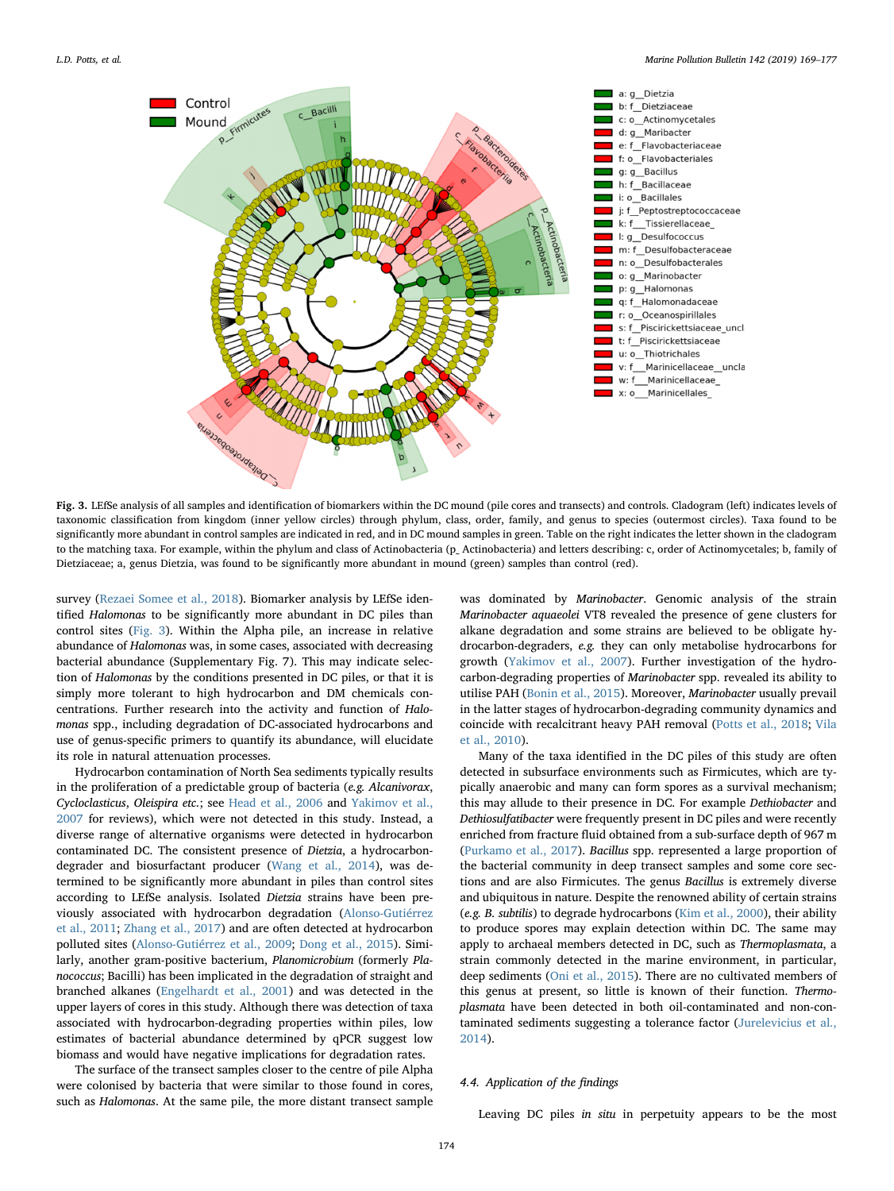Fig. 3. LEfSe analysis of all samples and identification of biomarkers within the DC mound (pile cores and transects) and controls. Cladogram (left) indicates levels of taxonomic classification from kingdom (inner yellow circles) through phylum, class, order, family, and genus to species (outermost circles). Taxa found to be significantly more abundant in control samples are indicated in red, and in DC mound samples in green. Table on the right indicates the letter shown in the cladogram to the matching taxa. For example, within the phylum and class of Actinobacteria (p_ Actinobacteria) and letters describing: c, order of Actinomycetales; b, family of Dietziaceae; a, genus Dietzia, was found to be significantly more abundant in mound (green) samples than control (red).

survey (Rezaei Somee et al., 2018). Biomarker analysis by LEfSe identified *Halomonas* to be significantly more abundant in DC piles than control sites (Fig. 3). Within the Alpha pile, an increase in relative abundance of *Halomonas* was, in some cases, associated with decreasing bacterial abundance (Supplementary Fig. 7). This may indicate selection of *Halomonas* by the conditions presented in DC piles, or that it is simply more tolerant to high hydrocarbon and DM chemicals concentrations. Further research into the activity and function of *Halomonas* spp., including degradation of DC-associated hydrocarbons and use of genus-specific primers to quantify its abundance, will elucidate its role in natural attenuation processes.

Hydrocarbon contamination of North Sea sediments typically results in the proliferation of a predictable group of bacteria (*e.g. Alcanivorax*, *Cycloclasticus*, *Oleispira etc.*; see Head et al., 2006 and Yakimov et al., 2007 for reviews), which were not detected in this study. Instead, a diverse range of alternative organisms were detected in hydrocarbon contaminated DC. The consistent presence of *Dietzia*, a hydrocarbon-degrader and biosurfactant producer (Wang et al., 2014), was determined to be significantly more abundant in piles than control sites according to LEfSe analysis. Isolated *Dietzia* strains have been previously associated with hydrocarbon degradation (Alonso-Gutiérrez et al., 2011; Zhang et al., 2017) and are often detected at hydrocarbon polluted sites (Alonso-Gutiérrez et al., 2009; Dong et al., 2015). Similarly, another gram-positive bacterium, *Planomicrobium* (formerly *Planococcus*; Bacilli) has been implicated in the degradation of straight and branched alkanes (Engelhardt et al., 2001) and was detected in the upper layers of cores in this study. Although there was detection of taxa associated with hydrocarbon-degrading properties within piles, low estimates of bacterial abundance determined by qPCR suggest low biomass and would have negative implications for degradation rates.

The surface of the transect samples closer to the centre of pile Alpha were colonised by bacteria that were similar to those found in cores, such as *Halomonas*. At the same pile, the more distant transect sample was dominated by *Marinobacter*. Genomic analysis of the strain *Marinobacter aquaeolei* VT8 revealed the presence of gene clusters for alkane degradation and some strains are believed to be obligate hydrocarbon-degraders, *e.g.* they can only metabolise hydrocarbons for growth (Yakimov et al., 2007). Further investigation of the hydrocarbon-degrading properties of *Marinobacter* spp. revealed its ability to utilise PAH (Bonin et al., 2015). Moreover, *Marinobacter* usually prevail in the latter stages of hydrocarbon-degrading community dynamics and coincide with recalcitrant heavy PAH removal (Potts et al., 2018; Vila et al., 2010).

Many of the taxa identified in the DC piles of this study are often detected in subsurface environments such as Firmicutes, which are typically anaerobic and many can form spores as a survival mechanism; this may allude to their presence in DC. For example *Dethiobacter* and *Dethiosulfatibacter* were frequently present in DC piles and were recently enriched from fracture fluid obtained from a sub-surface depth of 967 m (Purkamo et al., 2017). *Bacillus* spp. represented a large proportion of the bacterial community in deep transect samples and some core sections and are also Firmicutes. The genus *Bacillus* is extremely diverse and ubiquitous in nature. Despite the renowned ability of certain strains (*e.g. B. subtilis*) to degrade hydrocarbons (Kim et al., 2000), their ability to produce spores may explain detection within DC. The same may apply to archaeal members detected in DC, such as *Thermoplasmata*, a strain commonly detected in the marine environment, in particular, deep sediments (Oni et al., 2015). There are no cultivated members of this genus at present, so little is known of their function. *Thermoplasmata* have been detected in both oil-contaminated and non-contaminated sediments suggesting a tolerance factor (Jurelevicius et al., 2014).

### 4.4. Application of the findings

Leaving DC piles *in situ* in perpetuity appears to be the most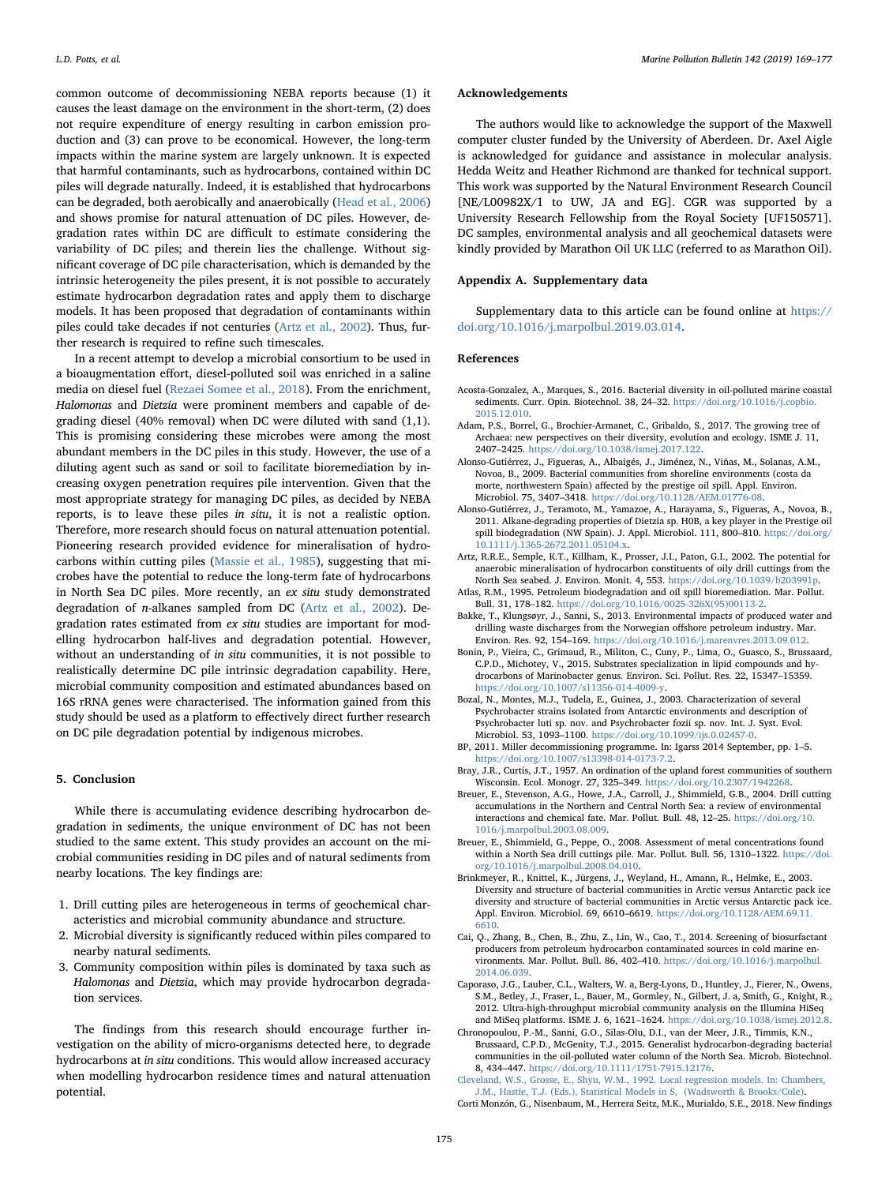common outcome of decommissioning NEBA reports because (1) it causes the least damage on the environment in the short-term, (2) does not require expenditure of energy resulting in carbon emission production and (3) can prove to be economical. However, the long-term impacts within the marine system are largely unknown. It is expected that harmful contaminants, such as hydrocarbons, contained within DC piles will degrade naturally. Indeed, it is established that hydrocarbons can be degraded, both aerobically and anaerobically (Head et al., 2006) and shows promise for natural attenuation of DC piles. However, degradation rates within DC are difficult to estimate considering the variability of DC piles; and therein lies the challenge. Without significant coverage of DC pile characterisation, which is demanded by the intrinsic heterogeneity the piles present, it is not possible to accurately estimate hydrocarbon degradation rates and apply them to discharge models. It has been proposed that degradation of contaminants within piles could take decades if not centuries (Artz et al., 2002). Thus, further research is required to refine such timescales.

In a recent attempt to develop a microbial consortium to be used in a bioaugmentation effort, diesel-polluted soil was enriched in a saline media on diesel fuel (Rezaei Somee et al., 2018). From the enrichment, *Halomonas* and *Dietzia* were prominent members and capable of degrading diesel (40% removal) when DC were diluted with sand (1,1). This is promising considering these microbes were among the most abundant members in the DC piles in this study. However, the use of a diluting agent such as sand or soil to facilitate bioremediation by increasing oxygen penetration requires pile intervention. Given that the most appropriate strategy for managing DC piles, as decided by NEBA reports, is to leave these piles *in situ*, it is not a realistic option. Therefore, more research should focus on natural attenuation potential. Pioneering research provided evidence for mineralisation of hydrocarbons within cutting piles (Massie et al., 1985), suggesting that microbes have the potential to reduce the long-term fate of hydrocarbons in North Sea DC piles. More recently, an *ex situ* study demonstrated degradation of *n*-alkanes sampled from DC (Artz et al., 2002). Degradation rates estimated from *ex situ* studies are important for modelling hydrocarbon half-lives and degradation potential. However, without an understanding of *in situ* communities, it is not possible to realistically determine DC pile intrinsic degradation capability. Here, microbial community composition and estimated abundances based on 16S rRNA genes were characterised. The information gained from this study should be used as a platform to effectively direct further research on DC pile degradation potential by indigenous microbes.

## 5. Conclusion

While there is accumulating evidence describing hydrocarbon degradation in sediments, the unique environment of DC has not been studied to the same extent. This study provides an account on the microbial communities residing in DC piles and of natural sediments from nearby locations. The key findings are:

1. Drill cutting piles are heterogeneous in terms of geochemical characteristics and microbial community abundance and structure.
2. Microbial diversity is significantly reduced within piles compared to nearby natural sediments.
3. Community composition within piles is dominated by taxa such as *Halomonas* and *Dietzia*, which may provide hydrocarbon degradation services.

The findings from this research should encourage further investigation on the ability of micro-organisms detected here, to degrade hydrocarbons at *in situ* conditions. This would allow increased accuracy when modelling hydrocarbon residence times and natural attenuation potential.

## Acknowledgements

The authors would like to acknowledge the support of the Maxwell computer cluster funded by the University of Aberdeen. Dr. Axel Aigle is acknowledged for guidance and assistance in molecular analysis. Hedda Weitz and Heather Richmond are thanked for technical support. This work was supported by the Natural Environment Research Council [NE/L00982X/1 to UW, JA and EG]. CGR was supported by a University Research Fellowship from the Royal Society [UF150571]. DC samples, environmental analysis and all geochemical datasets were kindly provided by Marathon Oil UK LLC (referred to as Marathon Oil).

## Appendix A. Supplementary data

Supplementary data to this article can be found online at https://doi.org/10.1016/j.marpolbul.2019.03.014.

## References

Acosta-Gonzalez, A., Marques, S., 2016. Bacterial diversity in oil-polluted marine coastal sediments. Curr. Opin. Biotechnol. 38, 24–32. https://doi.org/10.1016/j.copbio.2015.12.010.

Adam, P.S., Borrel, G., Brochier-Armanet, C., Gribaldo, S., 2017. The growing tree of Archaea: new perspectives on their diversity, evolution and ecology. ISME J. 11, 2407–2425. https://doi.org/10.1038/ismej.2017.122.

Alonso-Gutiérrez, J., Figueras, A., Albaigés, J., Jiménez, N., Viñas, M., Solanas, A.M., Novoa, B., 2009. Bacterial communities from shoreline environments (costa da morte, northwestern Spain) affected by the prestige oil spill. Appl. Environ. Microbiol. 75, 3407–3418. https://doi.org/10.1128/AEM.01776-08.

Alonso-Gutiérrez, J., Teramoto, M., Yamazoe, A., Harayama, S., Figueras, A., Novoa, B., 2011. Alkane-degrading properties of Dietzia sp. H0B, a key player in the Prestige oil spill biodegradation (NW Spain). J. Appl. Microbiol. 111, 800–810. https://doi.org/10.1111/j.1365-2672.2011.05104.x.

Artz, R.R.E., Semple, K.T., Killham, K., Prosser, J.I., Paton, G.I., 2002. The potential for anaerobic mineralisation of hydrocarbon constituents of oily drill cuttings from the North Sea seabed. J. Environ. Monit. 4, 553. https://doi.org/10.1039/b203991p.

Atlas, R.M., 1995. Petroleum biodegradation and oil spill bioremediation. Mar. Pollut. Bull. 31, 178–182. https://doi.org/10.1016/0025-326X(95)00113-2.

Bakke, T., Klungsøyr, J., Sanni, S., 2013. Environmental impacts of produced water and drilling waste discharges from the Norwegian offshore petroleum industry. Mar. Environ. Res. 92, 154–169. https://doi.org/10.1016/j.marenvres.2013.09.012.

Bonin, P., Vieira, C., Grimaud, R., Militon, C., Cuny, P., Lima, O., Guasco, S., Brussaard, C.P.D., Michotey, V., 2015. Substrates specialization in lipid compounds and hydrocarbons of Marinobacter genus. Environ. Sci. Pollut. Res. 22, 15347–15359. https://doi.org/10.1007/s11356-014-4009-y.

Bozal, N., Montes, M.J., Tudela, E., Guinea, J., 2003. Characterization of several Psychrobacter strains isolated from Antarctic environments and description of Psychrobacter luti sp. nov. and Psychrobacter fozii sp. nov. Int. J. Syst. Evol. Microbiol. 53, 1093–1100. https://doi.org/10.1099/ijs.0.02457-0.

BP, 2011. Miller decommissioning programme. In: Igarss 2014 September, pp. 1–5. https://doi.org/10.1007/s13398-014-0173-7.2.

Bray, J.R., Curtis, J.T., 1957. An ordination of the upland forest communities of southern Wisconsin. Ecol. Monogr. 27, 325–349. https://doi.org/10.2307/1942268.

Breuer, E., Stevenson, A.G., Howe, J.A., Carroll, J., Shimmield, G.B., 2004. Drill cutting accumulations in the Northern and Central North Sea: a review of environmental interactions and chemical fate. Mar. Pollut. Bull. 48, 12–25. https://doi.org/10.1016/j.marpolbul.2003.08.009.

Breuer, E., Shimmield, G., Peppe, O., 2008. Assessment of metal concentrations found within a North Sea drill cuttings pile. Mar. Pollut. Bull. 56, 1310–1322. https://doi.org/10.1016/j.marpolbul.2008.04.010.

Brinkmeyer, R., Knittel, K., Jürgens, J., Weyland, H., Amann, R., Helmke, E., 2003. Diversity and structure of bacterial communities in Arctic versus Antarctic pack ice diversity and structure of bacterial communities in Arctic versus Antarctic pack ice. Appl. Environ. Microbiol. 69, 6610–6619. https://doi.org/10.1128/AEM.69.11.6610.

Cai, Q., Zhang, B., Chen, B., Zhu, Z., Lin, W., Cao, T., 2014. Screening of biosurfactant producers from petroleum hydrocarbon contaminated sources in cold marine environments. Mar. Pollut. Bull. 86, 402–410. https://doi.org/10.1016/j.marpolbul.2014.06.039.

Caporaso, J.G., Lauber, C.L., Walters, W. a, Berg-Lyons, D., Huntley, J., Fierer, N., Owens, S.M., Betley, J., Fraser, L., Bauer, M., Gormley, N., Gilbert, J. a, Smith, G., Knight, R., 2012. Ultra-high-throughput microbial community analysis on the Illumina HiSeq and MiSeq platforms. ISME J. 6, 1621–1624. https://doi.org/10.1038/ismej.2012.8.

Chronopoulou, P.-M., Sanni, G.O., Silas-Olu, D.I., van der Meer, J.R., Timmis, K.N., Brussaard, C.P.D., McGenity, T.J., 2015. Generalist hydrocarbon-degrading bacterial communities in the oil-polluted water column of the North Sea. Microb. Biotechnol. 8, 434–447. https://doi.org/10.1111/1751-7915.12176.

Cleveland, W.S., Grosse, E., Shyu, W.M., 1992. Local regression models. In: Chambers, J.M., Hastie, T.J. (Eds.), Statistical Models in S, (Wadsworth & Brooks/Cole).

Corti Monzón, G., Nisenbaum, M., Herrera Seitz, M.K., Murialdo, S.E., 2018. New findings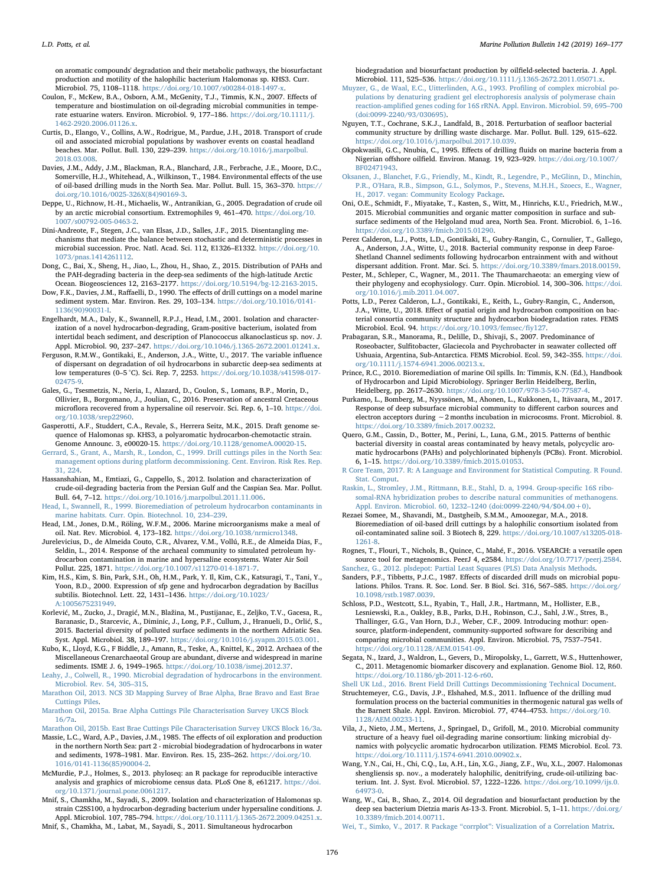on aromatic compounds' degradation and their metabolic pathways, the biosurfactant production and motility of the halophilic bacterium Halomonas sp. KHS3. Curr. Microbiol. 75, 1108–1118. https://doi.org/10.1007/s00284-018-1497-x.

Coulon, F., McKew, B.A., Osborn, A.M., McGenity, T.J., Timmis, K.N., 2007. Effects of temperature and biostimulation on oil-degrading microbial communities in temperate estuarine waters. Environ. Microbiol. 9, 177–186. https://doi.org/10.1111/j.1462-2920.2006.01126.x.

Curtis, D., Elango, V., Collins, A.W., Rodrigue, M., Pardue, J.H., 2018. Transport of crude oil and associated microbial populations by washover events on coastal headland beaches. Mar. Pollut. Bull. 130, 229–239. https://doi.org/10.1016/j.marpolbul.2018.03.008.

Davies, J.M., Addy, J.M., Blackman, R.A., Blanchard, J.R., Ferbrache, J.E., Moore, D.C., Somerville, H.J., Whitehead, A., Wilkinson, T., 1984. Environmental effects of the use of oil-based drilling muds in the North Sea. Mar. Pollut. Bull. 15, 363–370. https://doi.org/10.1016/0025-326X(84)90169-3.

Deppe, U., Richnow, H.-H., Michaelis, W., Antranikian, G., 2005. Degradation of crude oil by an arctic microbial consortium. Extremophiles 9, 461–470. https://doi.org/10.1007/s00792-005-0463-2.

Dini-Andreote, F., Stegen, J.C., van Elsas, J.D., Salles, J.F., 2015. Disentangling mechanisms that mediate the balance between stochastic and deterministic processes in microbial succession. Proc. Natl. Acad. Sci. 112, E1326–E1332. https://doi.org/10.1073/pnas.1414261112.

Dong, C., Bai, X., Sheng, H., Jiao, L., Zhou, H., Shao, Z., 2015. Distribution of PAHs and the PAH-degrading bacteria in the deep-sea sediments of the high-latitude Arctic Ocean. Biogeosciences 12, 2163–2177. https://doi.org/10.5194/bg-12-2163-2015.

Dow, F.K., Davies, J.M., Raffaelli, D., 1990. The effects of drill cuttings on a model marine sediment system. Mar. Environ. Res. 29, 103–134. https://doi.org/10.1016/0141-1136(90)90031-I.

Engelhardt, M.A., Daly, K., Swannell, R.P.J., Head, I.M., 2001. Isolation and characterization of a novel hydrocarbon-degrading, Gram-positive bacterium, isolated from intertidal beach sediment, and description of Planococcus alkanoclasticus sp. nov. J. Appl. Microbiol. 90, 237–247. https://doi.org/10.1046/j.1365-2672.2001.01241.x.

Ferguson, R.M.W., Gontikaki, E., Anderson, J.A., Witte, U., 2017. The variable influence of dispersant on degradation of oil hydrocarbons in subarctic deep-sea sediments at low temperatures (0–5 °C). Sci. Rep. 7, 2253. https://doi.org/10.1038/s41598-017-02475-9.

Gales, G., Tsesmetzis, N., Neria, I., Alazard, D., Coulon, S., Lomans, B.P., Morin, D., Ollivier, B., Borgomano, J., Joulian, C., 2016. Preservation of ancestral Cretaceous microflora recovered from a hypersaline oil reservoir. Sci. Rep. 6, 1–10. https://doi.org/10.1038/srep22960.

Gasperotti, A.F., Studdert, C.A., Revale, S., Herrera Seitz, M.K., 2015. Draft genome sequence of Halomonas sp. KHS3, a polyaromatic hydrocarbon-chemotactic strain. Genome Announc. 3, e00020-15. https://doi.org/10.1128/genomeA.00020-15.

Gerrard, S., Grant, A., Marsh, R., London, C., 1999. Drill cuttings piles in the North Sea: management options during platform decommissioning. Cent. Environ. Risk Res. Rep. 31, 224.

Hassanshahian, M., Emtiazi, G., Cappello, S., 2012. Isolation and characterization of crude-oil-degrading bacteria from the Persian Gulf and the Caspian Sea. Mar. Pollut. Bull. 64, 7–12. https://doi.org/10.1016/j.marpolbul.2011.11.006.

Head, I., Swannell, R., 1999. Bioremediation of petroleum hydrocarbon contaminants in marine habitats. Curr. Opin. Biotechnol. 10, 234–239.

Head, I.M., Jones, D.M., Röling, W.F.M., 2006. Marine microorganisms make a meal of oil. Nat. Rev. Microbiol. 4, 173–182. https://doi.org/10.1038/nrmicro1348.

Jurelevicius, D., de Almeida Couto, C.R., Alvarez, V.M., Vollú, R.E., de Almeida Dias, F., Seldin, L., 2014. Response of the archaeal community to simulated petroleum hydrocarbon contamination in marine and hypersaline ecosystems. Water Air Soil Pollut. 225, 1871. https://doi.org/10.1007/s11270-014-1871-7.

Kim, H.S., Kim, S. Bin, Park, S.H., Oh, H.M., Park, Y. Il, Kim, C.K., Katsuragi, T., Tani, Y., Yoon, B.D., 2000. Expression of sfp gene and hydrocarbon degradation by Bacillus subtilis. Biotechnol. Lett. 22, 1431–1436. https://doi.org/10.1023/A:1005675231949.

Korlević, M., Zucko, J., Dragić, M.N., Blažina, M., Pustijanac, E., Zeljko, T.V., Gacesa, R., Baranasic, D., Starcevic, A., Diminic, J., Long, P.F., Cullum, J., Hranueli, D., Orlić, S., 2015. Bacterial diversity of polluted surface sediments in the northern Adriatic Sea. Syst. Appl. Microbiol. 38, 189–197. https://doi.org/10.1016/j.syapm.2015.03.001.

Kubo, K., Lloyd, K.G., F Biddle, J., Amann, R., Teske, A., Knittel, K., 2012. Archaea of the Miscellaneous Crenarchaeotal Group are abundant, diverse and widespread in marine sediments. ISME J. 6, 1949–1965. https://doi.org/10.1038/ismej.2012.37.

Leahy, J., Colwell, R., 1990. Microbial degradation of hydrocarbons in the environment. Microbiol. Rev. 54, 305–315.

Marathon Oil, 2013. NCS 3D Mapping Survey of Brae Alpha, Brae Bravo and East Brae Cuttings Piles.

Marathon Oil, 2015a. Brae Alpha Cuttings Pile Characterisation Survey UKCS Block 16/7a.

Marathon Oil, 2015b. East Brae Cuttings Pile Characterisation Survey UKCS Block 16/3a.

Massie, L.C., Ward, A.P., Davies, J.M., 1985. The effects of oil exploration and production in the northern North Sea: part 2 - microbial biodegradation of hydrocarbons in water and sediments, 1978–1981. Mar. Environ. Res. 15, 235–262. https://doi.org/10.1016/0141-1136(85)90004-2.

McMurdie, P.J., Holmes, S., 2013. phyloseq: an R package for reproducible interactive analysis and graphics of microbiome census data. PLoS One 8, e61217. https://doi.org/10.1371/journal.pone.0061217.

Mnif, S., Chamkha, M., Sayadi, S., 2009. Isolation and characterization of Halomonas sp. strain C2SS100, a hydrocarbon-degrading bacterium under hypersaline conditions. J. Appl. Microbiol. 107, 785–794. https://doi.org/10.1111/j.1365-2672.2009.04251.x.

Mnif, S., Chamkha, M., Labat, M., Sayadi, S., 2011. Simultaneous hydrocarbon biodegradation and biosurfactant production by oilfield-selected bacteria. J. Appl. Microbiol. 111, 525–536. https://doi.org/10.1111/j.1365-2672.2011.05071.x.

Muyzer, G., de Waal, E.C., Uitterlinden, A.G., 1993. Profiling of complex microbial populations by denaturing gradient gel electrophoresis analysis of polymerase chain reaction-amplified genes coding for 16S rRNA. Appl. Environ. Microbiol. 59, 695–700 (doi:0099-2240/93/030695).

Nguyen, T.T., Cochrane, S.K.J., Landfald, B., 2018. Perturbation of seafloor bacterial community structure by drilling waste discharge. Mar. Pollut. Bull. 129, 615–622. https://doi.org/10.1016/j.marpolbul.2017.10.039.

Okpokwasili, G.C., Nnubia, C., 1995. Effects of drilling fluids on marine bacteria from a Nigerian offshore oilfield. Environ. Manag. 19, 923–929. https://doi.org/10.1007/BF02471943.

Oksanen, J., Blanchet, F.G., Friendly, M., Kindt, R., Legendre, P., McGlinn, D., Minchin, P.R., O'Hara, R.B., Simpson, G.L., Solymos, P., Stevens, M.H.H., Szoecs, E., Wagner, H., 2017. vegan: Community Ecology Package.

Oni, O.E., Schmidt, F., Miyatake, T., Kasten, S., Witt, M., Hinrichs, K.U., Friedrich, M.W., 2015. Microbial communities and organic matter composition in surface and subsurface sediments of the Helgoland mud area, North Sea. Front. Microbiol. 6, 1–16. https://doi.org/10.3389/fmicb.2015.01290.

Perez Calderon, L.J., Potts, L.D., Gontikaki, E., Gubry-Rangin, C., Cornulier, T., Gallego, A., Anderson, J.A., Witte, U., 2018. Bacterial community response in deep Faroe-Shetland Channel sediments following hydrocarbon entrainment with and without dispersant addition. Front. Mar. Sci. 5. https://doi.org/10.3389/fmars.2018.00159.

Pester, M., Schleper, C., Wagner, M., 2011. The Thaumarchaeota: an emerging view of their phylogeny and ecophysiology. Curr. Opin. Microbiol. 14, 300–306. https://doi.org/10.1016/j.mib.2011.04.007.

Potts, L.D., Perez Calderon, L.J., Gontikaki, E., Keith, L., Gubry-Rangin, C., Anderson, J.A., Witte, U., 2018. Effect of spatial origin and hydrocarbon composition on bacterial consortia community structure and hydrocarbon biodegradation rates. FEMS Microbiol. Ecol. 94. https://doi.org/10.1093/femsec/fiy127.

Prabagaran, S.R., Manorama, R., Delille, D., Shivaji, S., 2007. Predominance of Roseobacter, Sulfitobacter, Glaciecola and Psychrobacter in seawater collected off Ushuaia, Argentina, Sub-Antarctica. FEMS Microbiol. Ecol. 59, 342–355. https://doi.org/10.1111/j.1574-6941.2006.00213.x.

Prince, R.C., 2010. Bioremediation of marine Oil spills. In: Timmis, K.N. (Ed.), Handbook of Hydrocarbon and Lipid Microbiology. Springer Berlin Heidelberg, Berlin, Heidelberg, pp. 2617–2630. https://doi.org/10.1007/978-3-540-77587-4.

Purkamo, L., Bomberg, M., Nyyssönen, M., Ahonen, L., Kukkonen, I., Itävaara, M., 2017. Response of deep subsurface microbial community to different carbon sources and electron acceptors during ~2 months incubation in microcosms. Front. Microbiol. 8. https://doi.org/10.3389/fmicb.2017.00232.

Quero, G.M., Cassin, D., Botter, M., Perini, L., Luna, G.M., 2015. Patterns of benthic bacterial diversity in coastal areas contaminated by heavy metals, polycyclic aromatic hydrocarbons (PAHs) and polychlorinated biphenyls (PCBs). Front. Microbiol. 6, 1–15. https://doi.org/10.3389/fmicb.2015.01053.

R Core Team, 2017. R: A Language and Environment for Statistical Computing. R Found. Stat. Comput.

Raskin, L., Stromley, J.M., Rittmann, B.E., Stahl, D. a, 1994. Group-specific 16S ribosomal-RNA hybridization probes to describe natural communities of methanogens. Appl. Environ. Microbiol. 60, 1232–1240 (doi:0099-2240/94/$04.00+0).

Rezaei Somee, M., Shavandi, M., Dastgheib, S.M.M., Amoozegar, M.A., 2018. Bioremediation of oil-based drill cuttings by a halophilic consortium isolated from oil-contaminated saline soil. 3 Biotech 8, 229. https://doi.org/10.1007/s13205-018-1261-8.

Rognes, T., Flouri, T., Nichols, B., Quince, C., Mahé, F., 2016. VSEARCH: a versatile open source tool for metagenomics. PeerJ 4, e2584. https://doi.org/10.7717/peerj.2584.

Sanchez, G., 2012. plsdepot: Partial Least Squares (PLS) Data Analysis Methods.

Sanders, P.F., Tibbetts, P.J.C., 1987. Effects of discarded drill muds on microbial populations. Philos. Trans. R. Soc. Lond. Ser. B Biol. Sci. 316, 567–585. https://doi.org/10.1098/rstb.1987.0039.

Schloss, P.D., Westcott, S.L., Ryabin, T., Hall, J.R., Hartmann, M., Hollister, E.B., Lesniewski, R.a., Oakley, B.B., Parks, D.H., Robinson, C.J., Sahl, J.W., Stres, B., Thallinger, G.G., Van Horn, D.J., Weber, C.F., 2009. Introducing mothur: open-source, platform-independent, community-supported software for describing and comparing microbial communities. Appl. Environ. Microbiol. 75, 7537–7541. https://doi.org/10.1128/AEM.01541-09.

Segata, N., Izard, J., Waldron, L., Gevers, D., Miropolsky, L., Garrett, W.S., Huttenhower, C., 2011. Metagenomic biomarker discovery and explanation. Genome Biol. 12, R60. https://doi.org/10.1186/gb-2011-12-6-r60.

Shell UK Ltd., 2016. Brent Field Drill Cuttings Decommissioning Technical Document.

Struchtemeyer, C.G., Davis, J.P., Elshahed, M.S., 2011. Influence of the drilling mud formulation process on the bacterial communities in thermogenic natural gas wells of the Barnett Shale. Appl. Environ. Microbiol. 77, 4744–4753. https://doi.org/10.1128/AEM.00233-11.

Vila, J., Nieto, J.M., Mertens, J., Springael, D., Grifoll, M., 2010. Microbial community structure of a heavy fuel oil-degrading marine consortium: linking microbial dynamics with polycyclic aromatic hydrocarbon utilization. FEMS Microbiol. Ecol. 73. https://doi.org/10.1111/j.1574-6941.2010.00902.x.

Wang, Y.N., Cai, H., Chi, C.Q., Lu, A.H., Lin, X.G., Jiang, Z.F., Wu, X.L., 2007. Halomonas shengliensis sp. nov., a moderately halophilic, denitrifying, crude-oil-utilizing bacterium. Int. J. Syst. Evol. Microbiol. 57, 1222–1226. https://doi.org/10.1099/ijs.0.64973-0.

Wang, W., Cai, B., Shao, Z., 2014. Oil degradation and biosurfactant production by the deep sea bacterium Dietzia maris As-13-3. Front. Microbiol. 5, 1–11. https://doi.org/10.3389/fmicb.2014.00711.

Wei, T., Simko, V., 2017. R Package "corrplot": Visualization of a Correlation Matrix.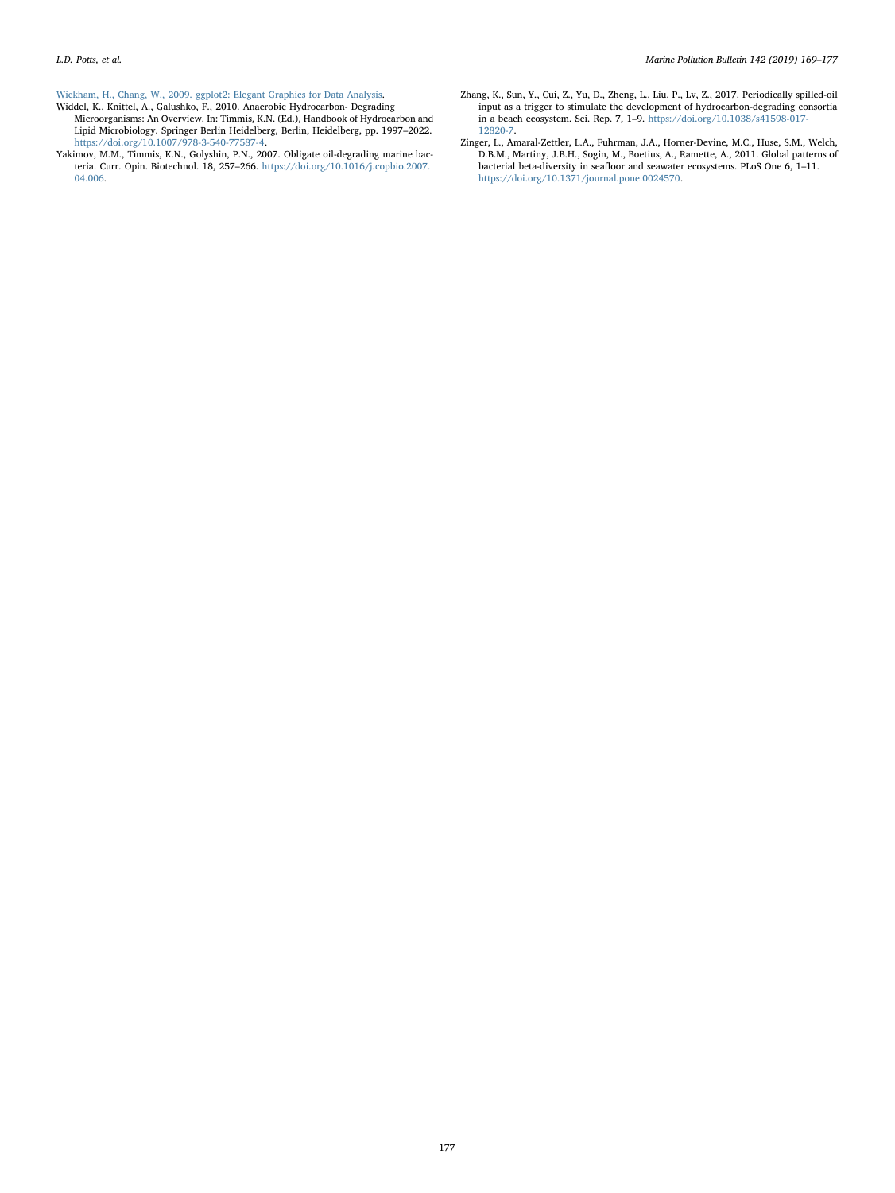Wickham, H., Chang, W., 2009. ggplot2: Elegant Graphics for Data Analysis.

Widdel, K., Knittel, A., Galushko, F., 2010. Anaerobic Hydrocarbon- Degrading Microorganisms: An Overview. In: Timmis, K.N. (Ed.), Handbook of Hydrocarbon and Lipid Microbiology. Springer Berlin Heidelberg, Berlin, Heidelberg, pp. 1997–2022. https://doi.org/10.1007/978-3-540-77587-4.

Yakimov, M.M., Timmis, K.N., Golyshin, P.N., 2007. Obligate oil-degrading marine bacteria. Curr. Opin. Biotechnol. 18, 257–266. https://doi.org/10.1016/j.copbio.2007.04.006.

Zhang, K., Sun, Y., Cui, Z., Yu, D., Zheng, L., Liu, P., Lv, Z., 2017. Periodically spilled-oil input as a trigger to stimulate the development of hydrocarbon-degrading consortia in a beach ecosystem. Sci. Rep. 7, 1–9. https://doi.org/10.1038/s41598-017-12820-7.

Zinger, L., Amaral-Zettler, L.A., Fuhrman, J.A., Horner-Devine, M.C., Huse, S.M., Welch, D.B.M., Martiny, J.B.H., Sogin, M., Boetius, A., Ramette, A., 2011. Global patterns of bacterial beta-diversity in seafloor and seawater ecosystems. PLoS One 6, 1–11. https://doi.org/10.1371/journal.pone.0024570.